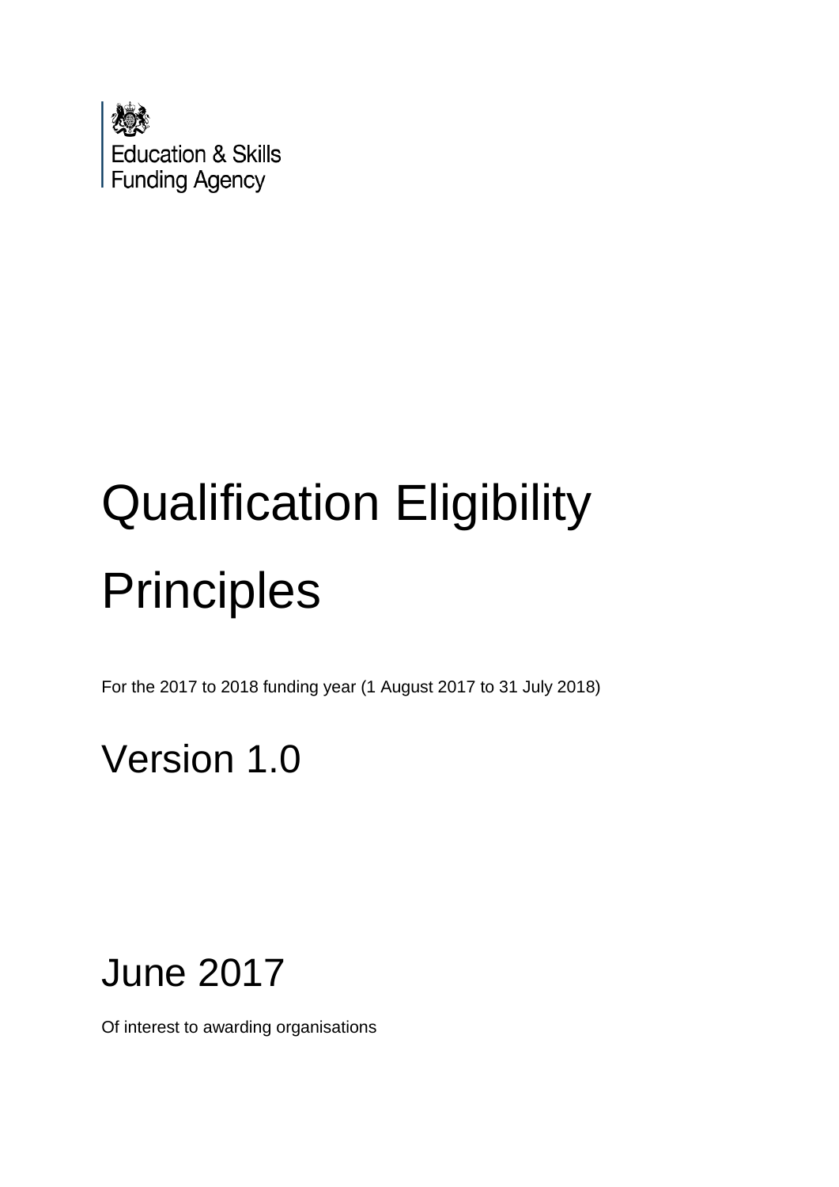Education & Skills Funding Agency

# Qualification Eligibility Principles

For the 2017 to 2018 funding year (1 August 2017 to 31 July 2018)

## Version 1.0

## June 2017

Of interest to awarding organisations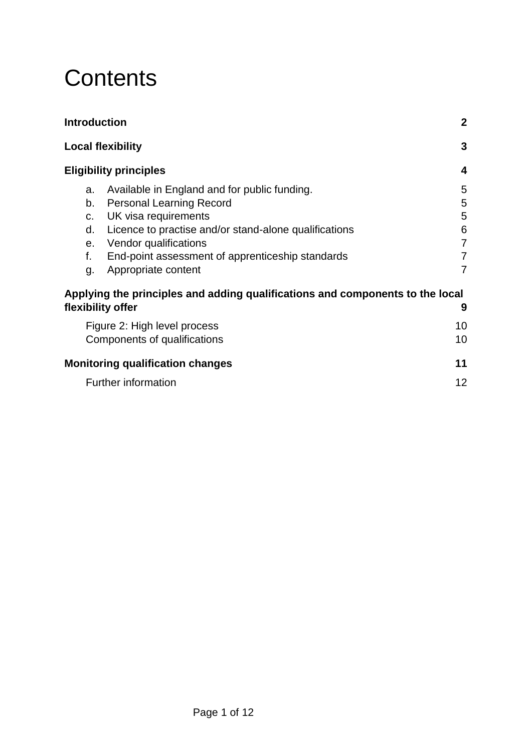# Contents

| | |
|---|---|
| **Introduction** | **2** |
| **Local flexibility** | **3** |
| **Eligibility principles** | **4** |
| a. Available in England and for public funding. | 5 |
| b. Personal Learning Record | 5 |
| c. UK visa requirements | 5 |
| d. Licence to practise and/or stand-alone qualifications | 6 |
| e. Vendor qualifications | 7 |
| f. End-point assessment of apprenticeship standards | 7 |
| g. Appropriate content | 7 |
| **Applying the principles and adding qualifications and components to the local flexibility offer** | **9** |
| Figure 2: High level process | 10 |
| Components of qualifications | 10 |
| **Monitoring qualification changes** | **11** |
| Further information | 12 |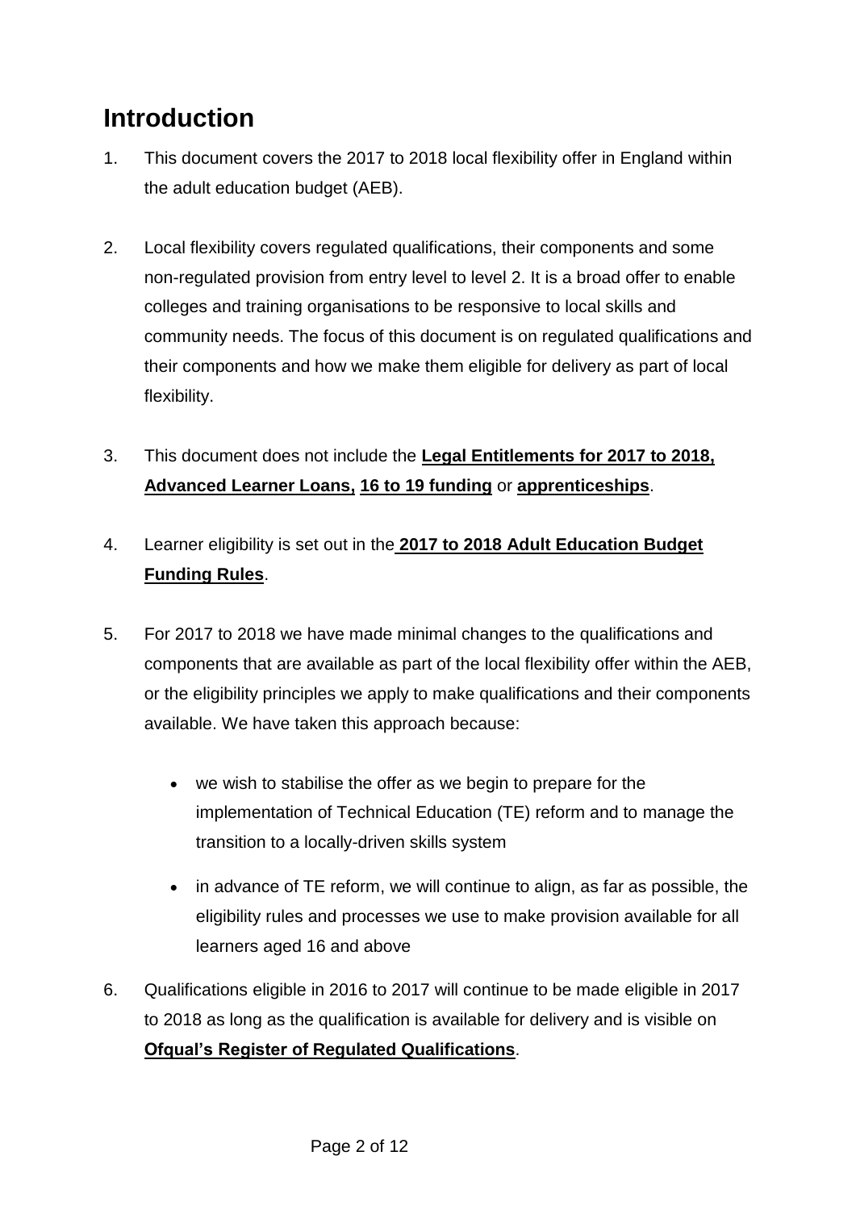# Introduction

1. This document covers the 2017 to 2018 local flexibility offer in England within the adult education budget (AEB).

2. Local flexibility covers regulated qualifications, their components and some non-regulated provision from entry level to level 2. It is a broad offer to enable colleges and training organisations to be responsive to local skills and community needs. The focus of this document is on regulated qualifications and their components and how we make them eligible for delivery as part of local flexibility.

3. This document does not include the **Legal Entitlements for 2017 to 2018, Advanced Learner Loans, 16 to 19 funding** or **apprenticeships**.

4. Learner eligibility is set out in the **2017 to 2018 Adult Education Budget Funding Rules**.

5. For 2017 to 2018 we have made minimal changes to the qualifications and components that are available as part of the local flexibility offer within the AEB, or the eligibility principles we apply to make qualifications and their components available. We have taken this approach because:

   - we wish to stabilise the offer as we begin to prepare for the implementation of Technical Education (TE) reform and to manage the transition to a locally-driven skills system
   - in advance of TE reform, we will continue to align, as far as possible, the eligibility rules and processes we use to make provision available for all learners aged 16 and above

6. Qualifications eligible in 2016 to 2017 will continue to be made eligible in 2017 to 2018 as long as the qualification is available for delivery and is visible on **Ofqual's Register of Regulated Qualifications**.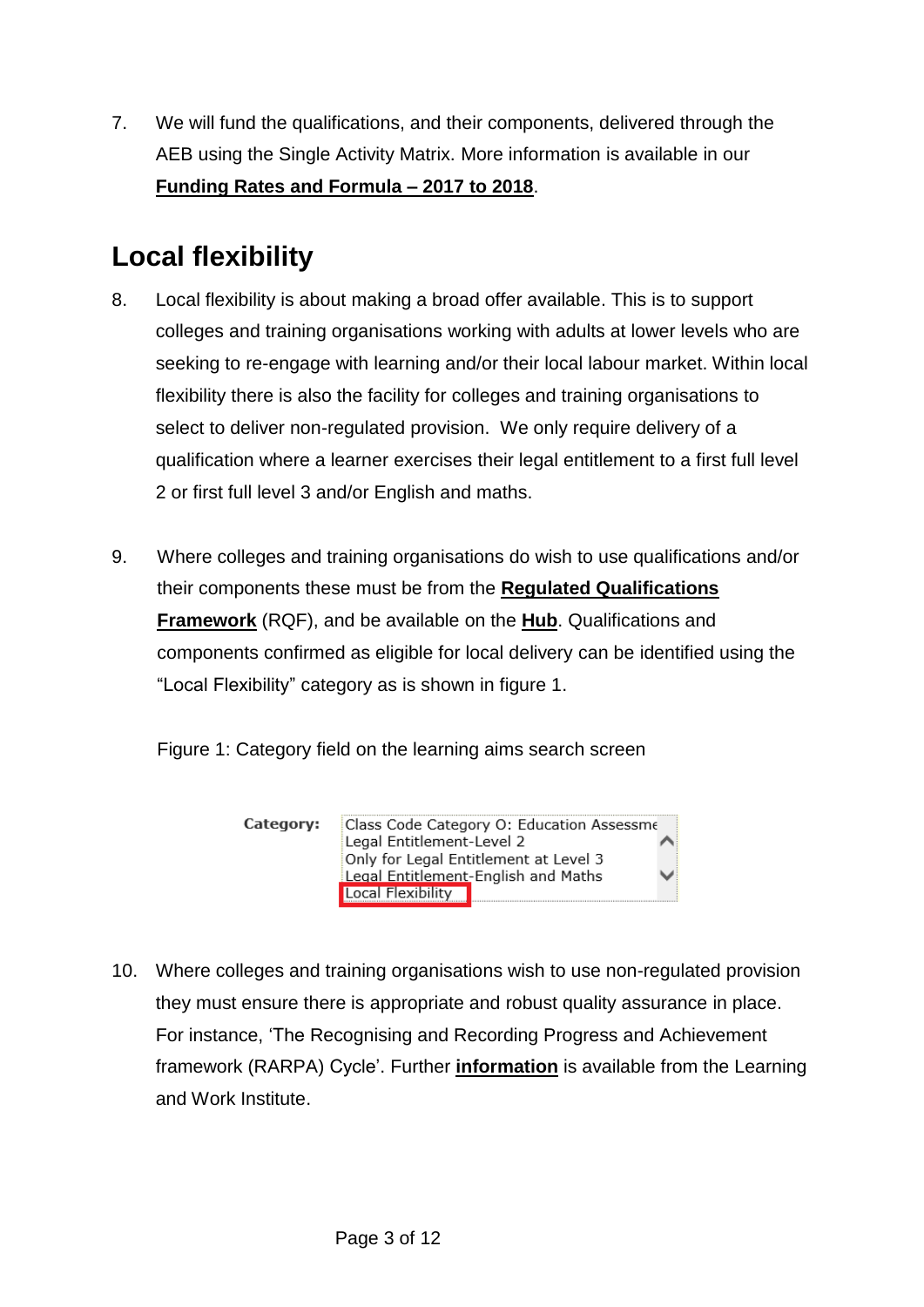7. We will fund the qualifications, and their components, delivered through the AEB using the Single Activity Matrix. More information is available in our **Funding Rates and Formula – 2017 to 2018**.

## Local flexibility

8. Local flexibility is about making a broad offer available. This is to support colleges and training organisations working with adults at lower levels who are seeking to re-engage with learning and/or their local labour market. Within local flexibility there is also the facility for colleges and training organisations to select to deliver non-regulated provision. We only require delivery of a qualification where a learner exercises their legal entitlement to a first full level 2 or first full level 3 and/or English and maths.

9. Where colleges and training organisations do wish to use qualifications and/or their components these must be from the **Regulated Qualifications Framework** (RQF), and be available on the **Hub**. Qualifications and components confirmed as eligible for local delivery can be identified using the "Local Flexibility" category as is shown in figure 1.

Figure 1: Category field on the learning aims search screen

**Category:**

- Class Code Category O: Education Assessme
- Legal Entitlement-Level 2
- Only for Legal Entitlement at Level 3
- Legal Entitlement-English and Maths
- Local Flexibility

10. Where colleges and training organisations wish to use non-regulated provision they must ensure there is appropriate and robust quality assurance in place. For instance, 'The Recognising and Recording Progress and Achievement framework (RARPA) Cycle'. Further **information** is available from the Learning and Work Institute.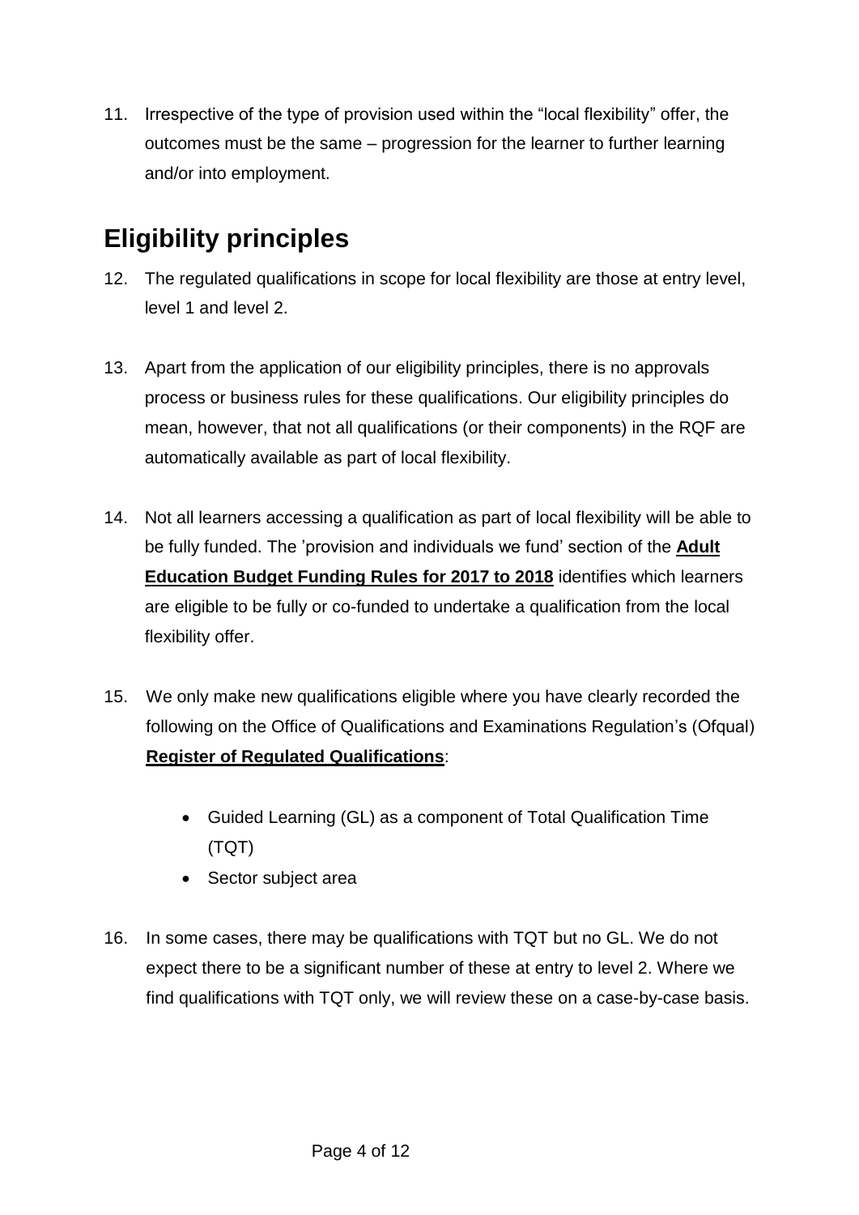11. Irrespective of the type of provision used within the "local flexibility" offer, the outcomes must be the same – progression for the learner to further learning and/or into employment.

## Eligibility principles

12. The regulated qualifications in scope for local flexibility are those at entry level, level 1 and level 2.

13. Apart from the application of our eligibility principles, there is no approvals process or business rules for these qualifications. Our eligibility principles do mean, however, that not all qualifications (or their components) in the RQF are automatically available as part of local flexibility.

14. Not all learners accessing a qualification as part of local flexibility will be able to be fully funded. The 'provision and individuals we fund' section of the **Adult Education Budget Funding Rules for 2017 to 2018** identifies which learners are eligible to be fully or co-funded to undertake a qualification from the local flexibility offer.

15. We only make new qualifications eligible where you have clearly recorded the following on the Office of Qualifications and Examinations Regulation's (Ofqual) **Register of Regulated Qualifications**:

    - Guided Learning (GL) as a component of Total Qualification Time (TQT)
    - Sector subject area

16. In some cases, there may be qualifications with TQT but no GL. We do not expect there to be a significant number of these at entry to level 2. Where we find qualifications with TQT only, we will review these on a case-by-case basis.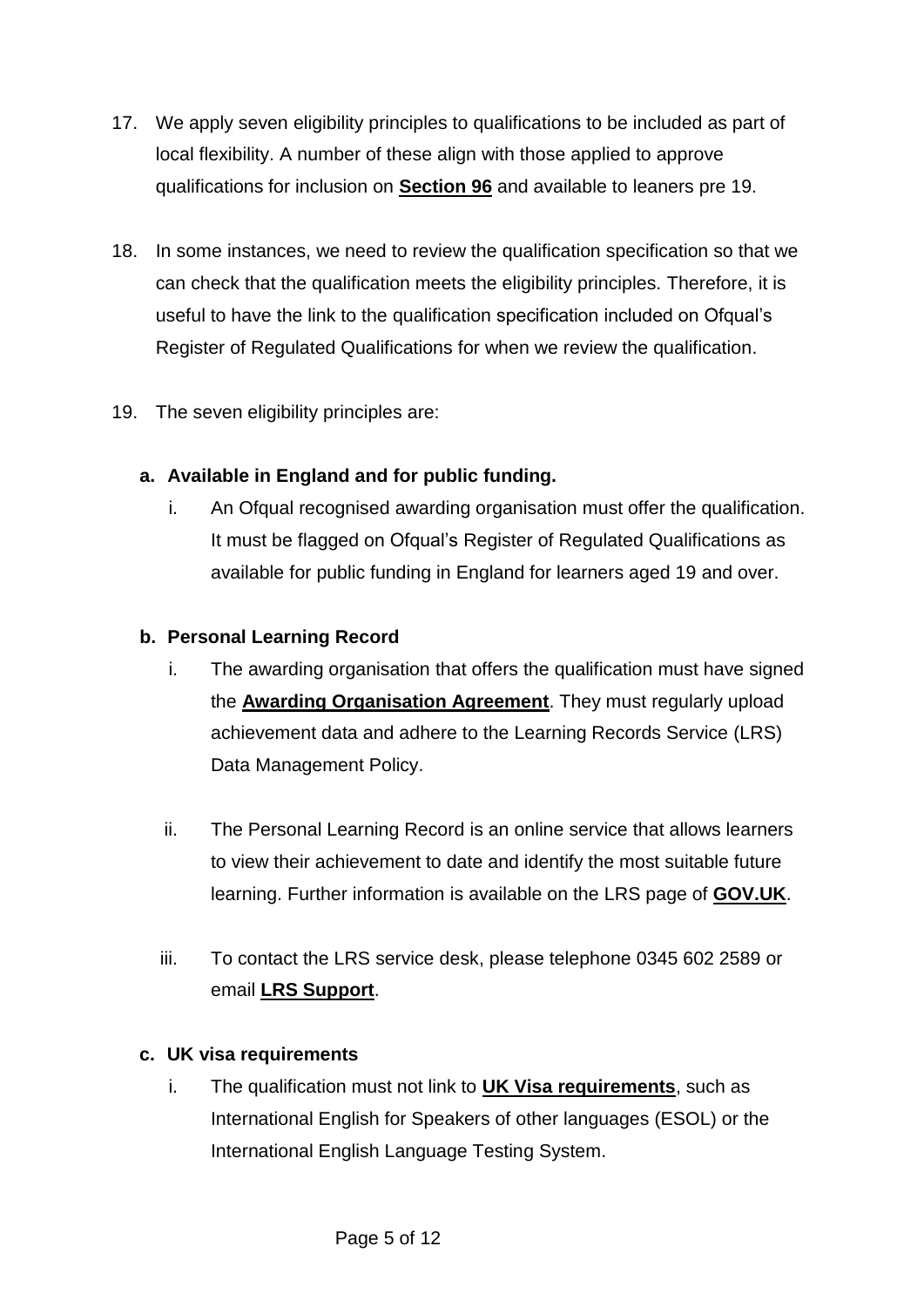17. We apply seven eligibility principles to qualifications to be included as part of local flexibility. A number of these align with those applied to approve qualifications for inclusion on **Section 96** and available to leaners pre 19.

18. In some instances, we need to review the qualification specification so that we can check that the qualification meets the eligibility principles. Therefore, it is useful to have the link to the qualification specification included on Ofqual's Register of Regulated Qualifications for when we review the qualification.

19. The seven eligibility principles are:

    **a. Available in England and for public funding.**

    i. An Ofqual recognised awarding organisation must offer the qualification. It must be flagged on Ofqual's Register of Regulated Qualifications as available for public funding in England for learners aged 19 and over.

    **b. Personal Learning Record**

    i. The awarding organisation that offers the qualification must have signed the **Awarding Organisation Agreement**. They must regularly upload achievement data and adhere to the Learning Records Service (LRS) Data Management Policy.

    ii. The Personal Learning Record is an online service that allows learners to view their achievement to date and identify the most suitable future learning. Further information is available on the LRS page of **GOV.UK**.

    iii. To contact the LRS service desk, please telephone 0345 602 2589 or email **LRS Support**.

    **c. UK visa requirements**

    i. The qualification must not link to **UK Visa requirements**, such as International English for Speakers of other languages (ESOL) or the International English Language Testing System.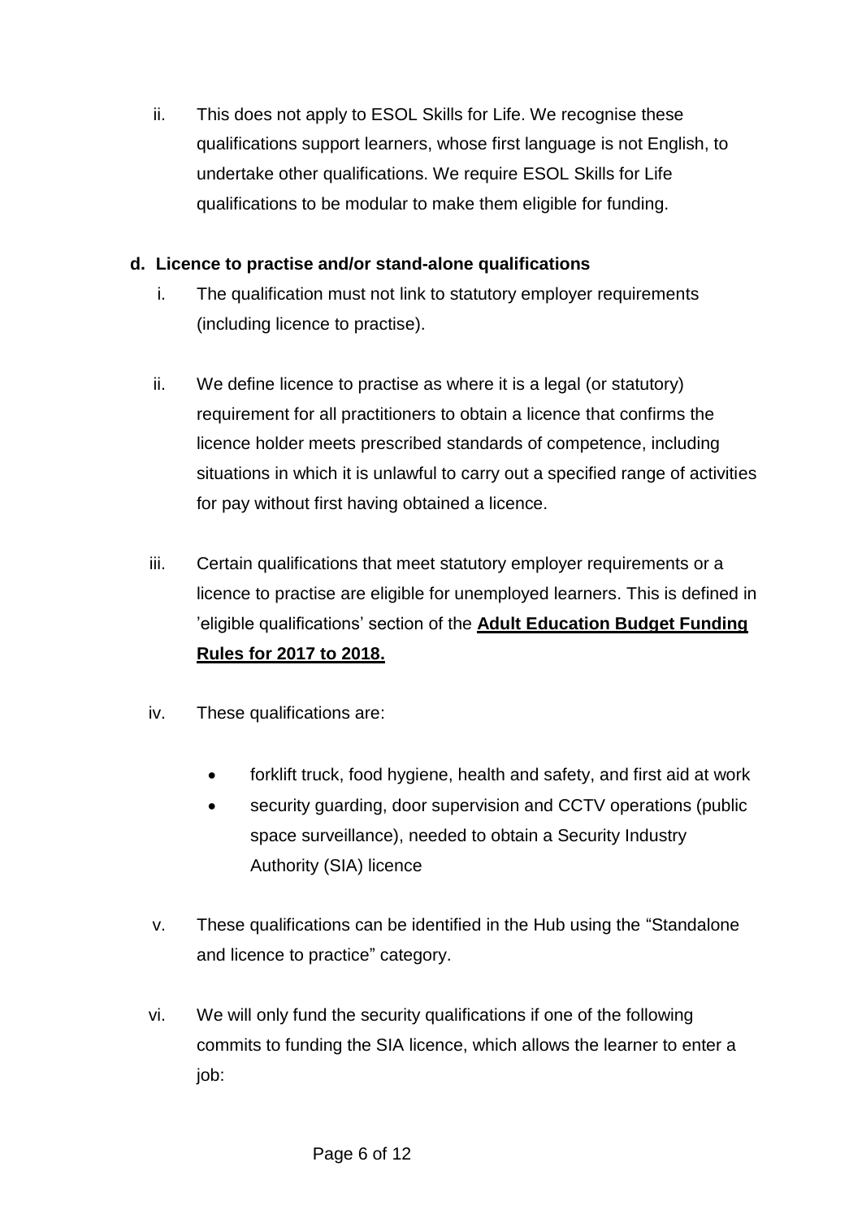ii. This does not apply to ESOL Skills for Life. We recognise these qualifications support learners, whose first language is not English, to undertake other qualifications. We require ESOL Skills for Life qualifications to be modular to make them eligible for funding.

**d. Licence to practise and/or stand-alone qualifications**

i. The qualification must not link to statutory employer requirements (including licence to practise).

ii. We define licence to practise as where it is a legal (or statutory) requirement for all practitioners to obtain a licence that confirms the licence holder meets prescribed standards of competence, including situations in which it is unlawful to carry out a specified range of activities for pay without first having obtained a licence.

iii. Certain qualifications that meet statutory employer requirements or a licence to practise are eligible for unemployed learners. This is defined in 'eligible qualifications' section of the **Adult Education Budget Funding Rules for 2017 to 2018.**

iv. These qualifications are:

- forklift truck, food hygiene, health and safety, and first aid at work
- security guarding, door supervision and CCTV operations (public space surveillance), needed to obtain a Security Industry Authority (SIA) licence

v. These qualifications can be identified in the Hub using the "Standalone and licence to practice" category.

vi. We will only fund the security qualifications if one of the following commits to funding the SIA licence, which allows the learner to enter a job: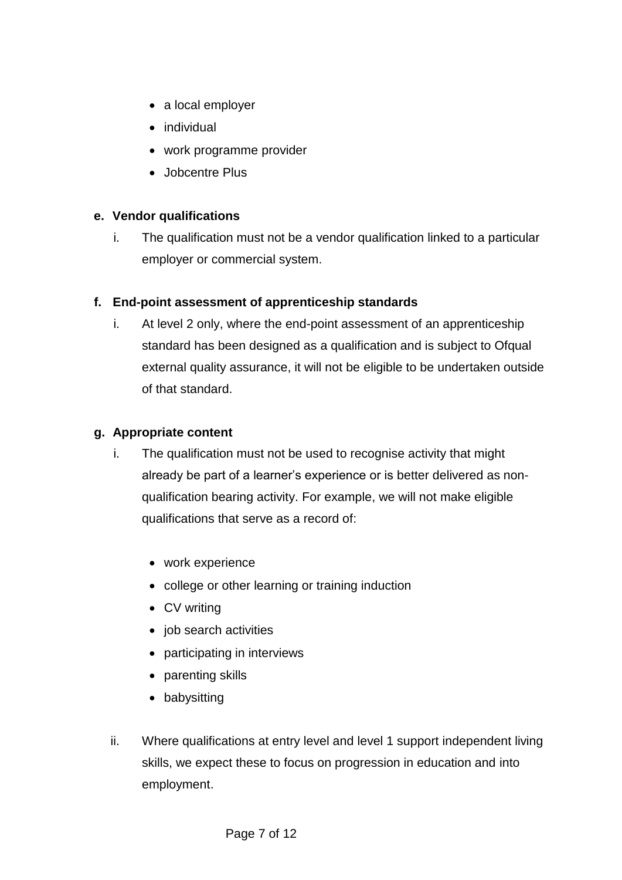- a local employer
- individual
- work programme provider
- Jobcentre Plus

**e. Vendor qualifications**

i. The qualification must not be a vendor qualification linked to a particular employer or commercial system.

**f. End-point assessment of apprenticeship standards**

i. At level 2 only, where the end-point assessment of an apprenticeship standard has been designed as a qualification and is subject to Ofqual external quality assurance, it will not be eligible to be undertaken outside of that standard.

**g. Appropriate content**

i. The qualification must not be used to recognise activity that might already be part of a learner's experience or is better delivered as non-qualification bearing activity. For example, we will not make eligible qualifications that serve as a record of:

- work experience
- college or other learning or training induction
- CV writing
- job search activities
- participating in interviews
- parenting skills
- babysitting

ii. Where qualifications at entry level and level 1 support independent living skills, we expect these to focus on progression in education and into employment.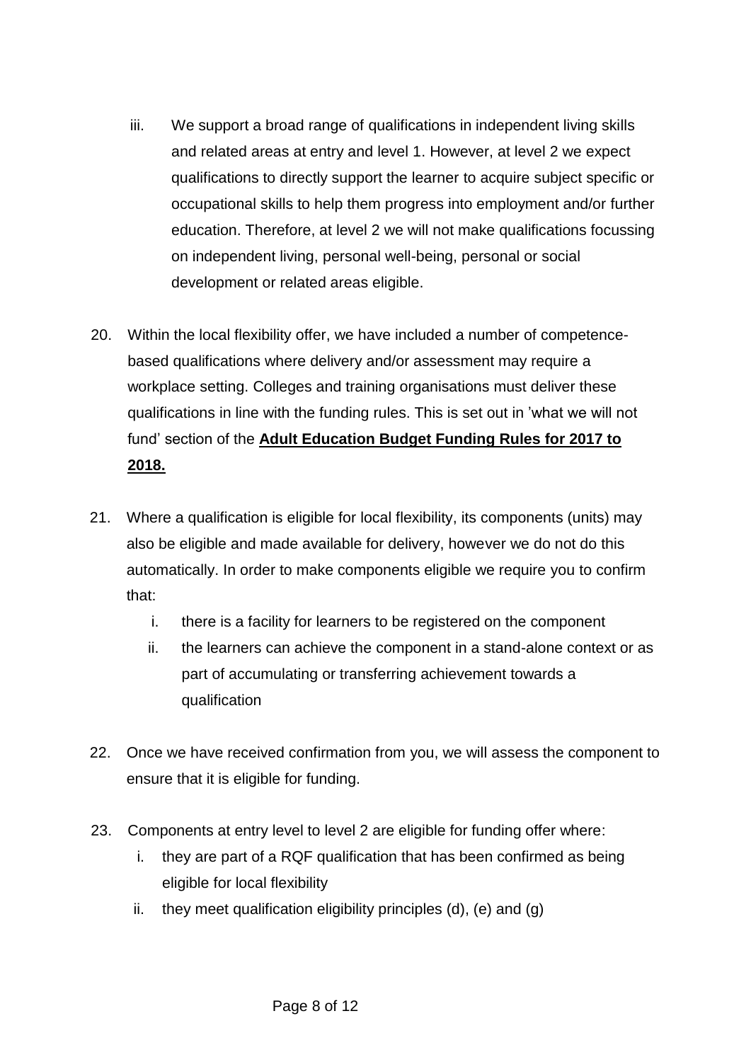iii. We support a broad range of qualifications in independent living skills and related areas at entry and level 1. However, at level 2 we expect qualifications to directly support the learner to acquire subject specific or occupational skills to help them progress into employment and/or further education. Therefore, at level 2 we will not make qualifications focussing on independent living, personal well-being, personal or social development or related areas eligible.

20. Within the local flexibility offer, we have included a number of competence-based qualifications where delivery and/or assessment may require a workplace setting. Colleges and training organisations must deliver these qualifications in line with the funding rules. This is set out in 'what we will not fund' section of the **Adult Education Budget Funding Rules for 2017 to 2018.**

21. Where a qualification is eligible for local flexibility, its components (units) may also be eligible and made available for delivery, however we do not do this automatically. In order to make components eligible we require you to confirm that:

    i. there is a facility for learners to be registered on the component
    ii. the learners can achieve the component in a stand-alone context or as part of accumulating or transferring achievement towards a qualification

22. Once we have received confirmation from you, we will assess the component to ensure that it is eligible for funding.

23. Components at entry level to level 2 are eligible for funding offer where:

    i. they are part of a RQF qualification that has been confirmed as being eligible for local flexibility
    ii. they meet qualification eligibility principles (d), (e) and (g)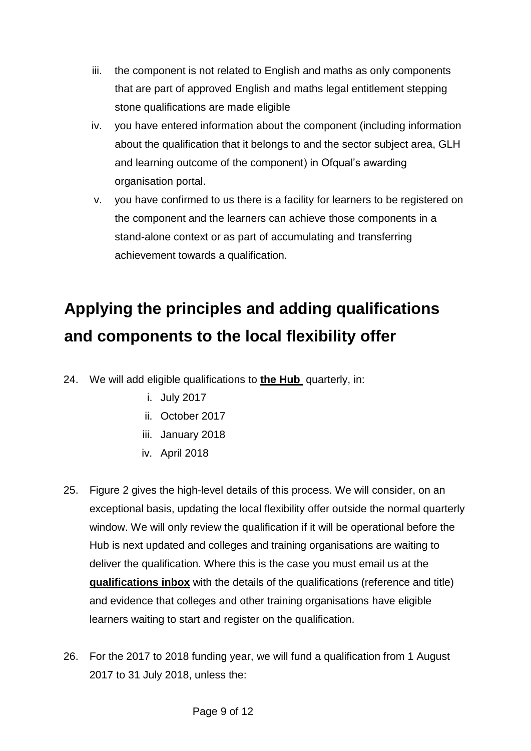iii. the component is not related to English and maths as only components that are part of approved English and maths legal entitlement stepping stone qualifications are made eligible
iv. you have entered information about the component (including information about the qualification that it belongs to and the sector subject area, GLH and learning outcome of the component) in Ofqual's awarding organisation portal.
v. you have confirmed to us there is a facility for learners to be registered on the component and the learners can achieve those components in a stand-alone context or as part of accumulating and transferring achievement towards a qualification.

## Applying the principles and adding qualifications and components to the local flexibility offer

24. We will add eligible qualifications to **the Hub** quarterly, in:
    i. July 2017
    ii. October 2017
    iii. January 2018
    iv. April 2018

25. Figure 2 gives the high-level details of this process. We will consider, on an exceptional basis, updating the local flexibility offer outside the normal quarterly window. We will only review the qualification if it will be operational before the Hub is next updated and colleges and training organisations are waiting to deliver the qualification. Where this is the case you must email us at the **qualifications inbox** with the details of the qualifications (reference and title) and evidence that colleges and other training organisations have eligible learners waiting to start and register on the qualification.

26. For the 2017 to 2018 funding year, we will fund a qualification from 1 August 2017 to 31 July 2018, unless the: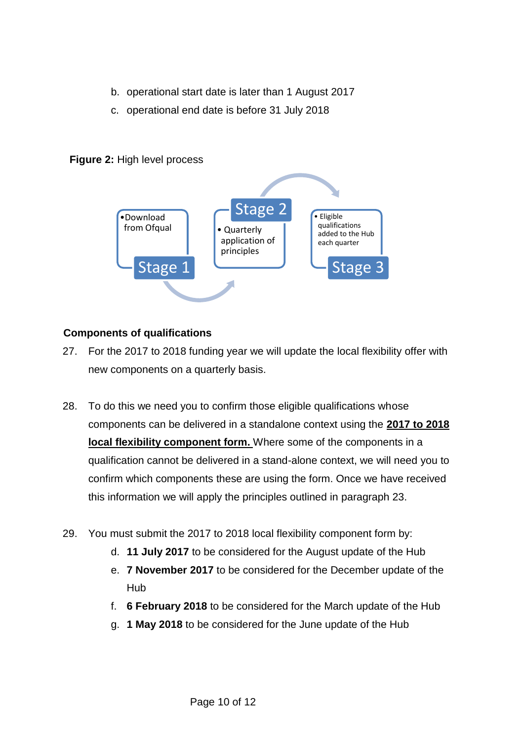b. operational start date is later than 1 August 2017
c. operational end date is before 31 July 2018

**Figure 2:** High level process

- Stage 1
  - Download from Ofqual
- Stage 2
  - Quarterly application of principles
- Stage 3
  - Eligible qualifications added to the Hub each quarter

**Components of qualifications**

27. For the 2017 to 2018 funding year we will update the local flexibility offer with new components on a quarterly basis.

28. To do this we need you to confirm those eligible qualifications whose components can be delivered in a standalone context using the **2017 to 2018 local flexibility component form.** Where some of the components in a qualification cannot be delivered in a stand-alone context, we will need you to confirm which components these are using the form. Once we have received this information we will apply the principles outlined in paragraph 23.

29. You must submit the 2017 to 2018 local flexibility component form by:
    d. **11 July 2017** to be considered for the August update of the Hub
    e. **7 November 2017** to be considered for the December update of the Hub
    f. **6 February 2018** to be considered for the March update of the Hub
    g. **1 May 2018** to be considered for the June update of the Hub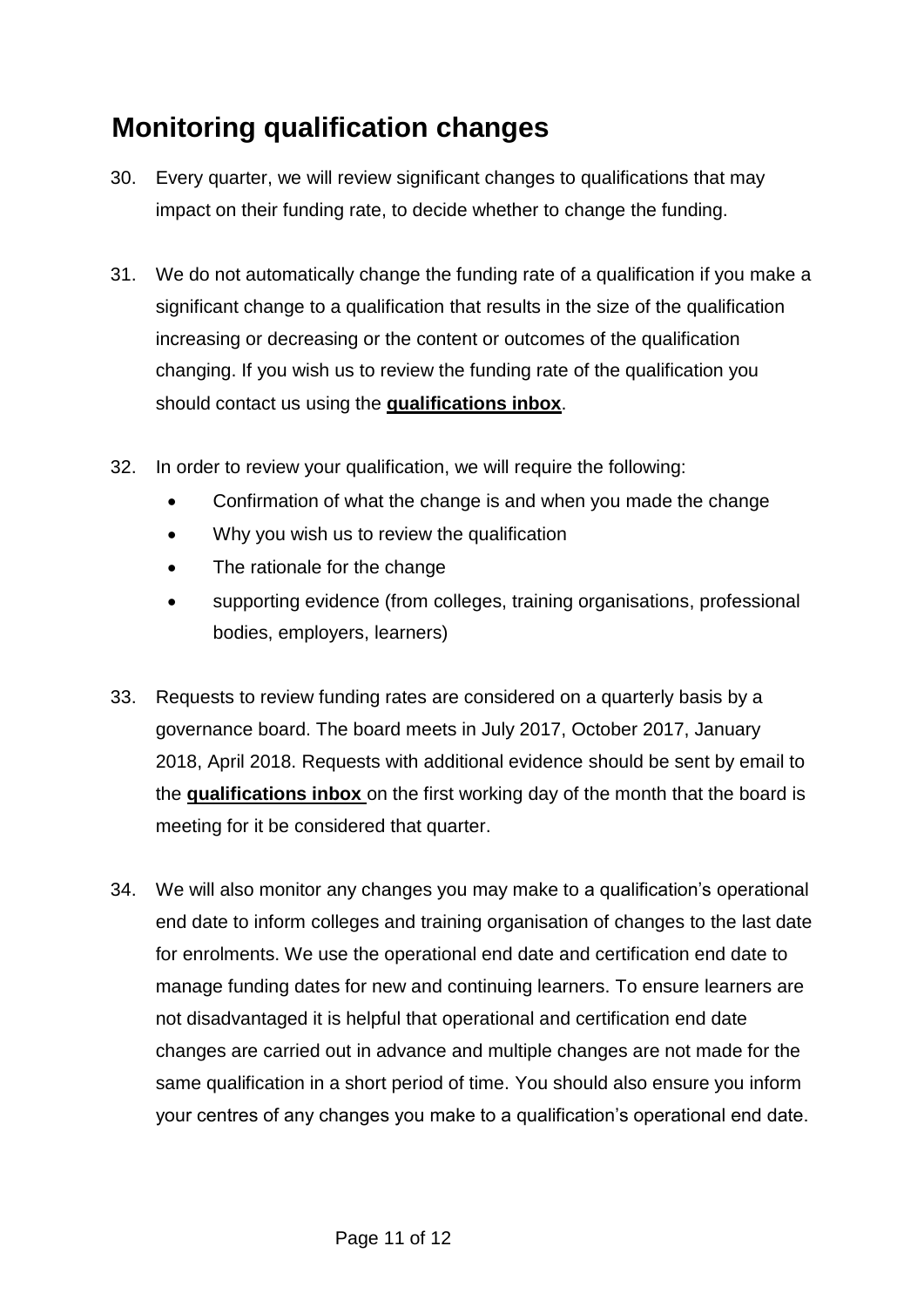## Monitoring qualification changes

30. Every quarter, we will review significant changes to qualifications that may impact on their funding rate, to decide whether to change the funding.

31. We do not automatically change the funding rate of a qualification if you make a significant change to a qualification that results in the size of the qualification increasing or decreasing or the content or outcomes of the qualification changing. If you wish us to review the funding rate of the qualification you should contact us using the **qualifications inbox**.

32. In order to review your qualification, we will require the following:
    - Confirmation of what the change is and when you made the change
    - Why you wish us to review the qualification
    - The rationale for the change
    - supporting evidence (from colleges, training organisations, professional bodies, employers, learners)

33. Requests to review funding rates are considered on a quarterly basis by a governance board. The board meets in July 2017, October 2017, January 2018, April 2018. Requests with additional evidence should be sent by email to the **qualifications inbox** on the first working day of the month that the board is meeting for it be considered that quarter.

34. We will also monitor any changes you may make to a qualification's operational end date to inform colleges and training organisation of changes to the last date for enrolments. We use the operational end date and certification end date to manage funding dates for new and continuing learners. To ensure learners are not disadvantaged it is helpful that operational and certification end date changes are carried out in advance and multiple changes are not made for the same qualification in a short period of time. You should also ensure you inform your centres of any changes you make to a qualification's operational end date.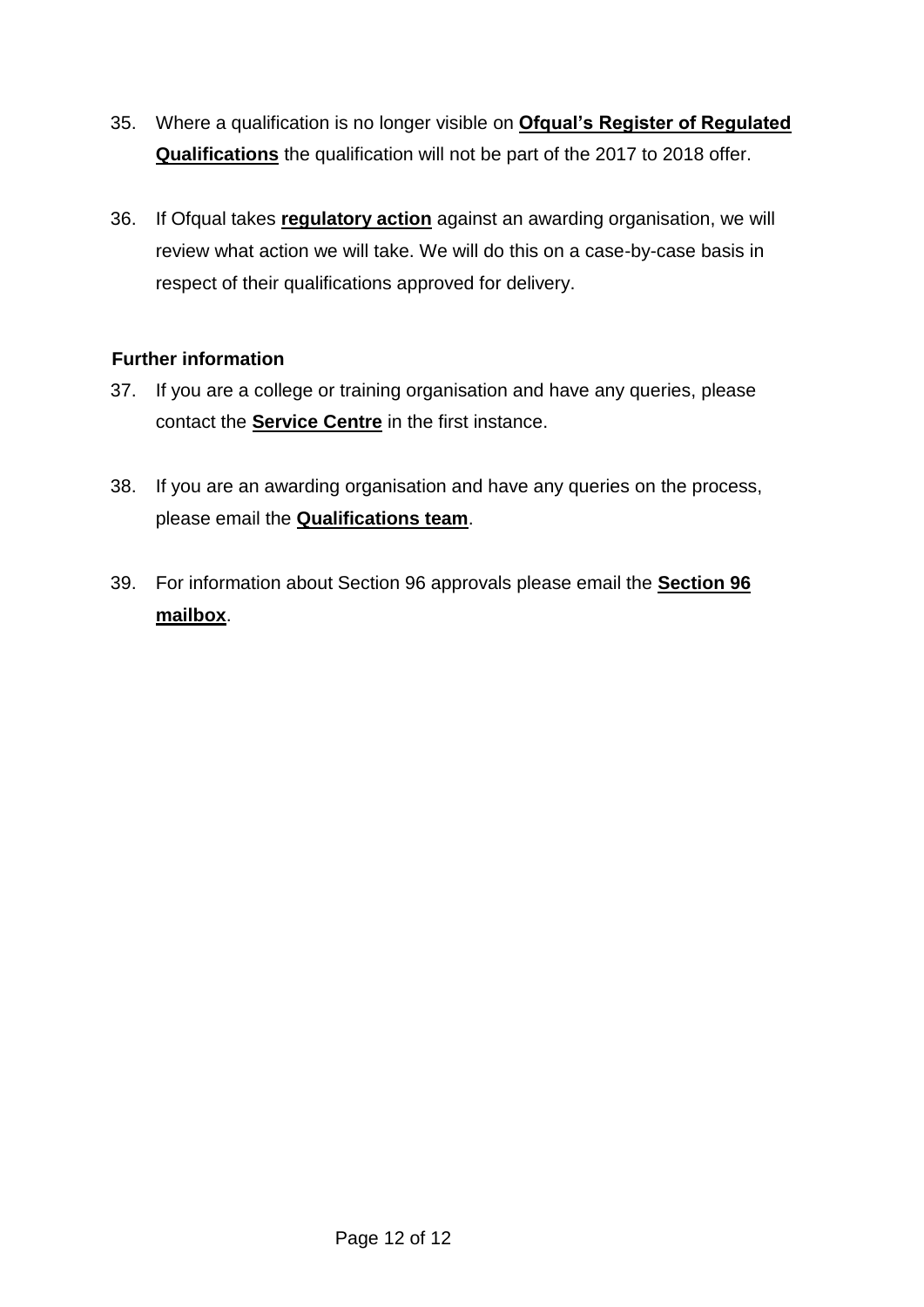35. Where a qualification is no longer visible on **Ofqual's Register of Regulated Qualifications** the qualification will not be part of the 2017 to 2018 offer.

36. If Ofqual takes **regulatory action** against an awarding organisation, we will review what action we will take. We will do this on a case-by-case basis in respect of their qualifications approved for delivery.

### Further information

37. If you are a college or training organisation and have any queries, please contact the **Service Centre** in the first instance.

38. If you are an awarding organisation and have any queries on the process, please email the **Qualifications team**.

39. For information about Section 96 approvals please email the **Section 96 mailbox**.